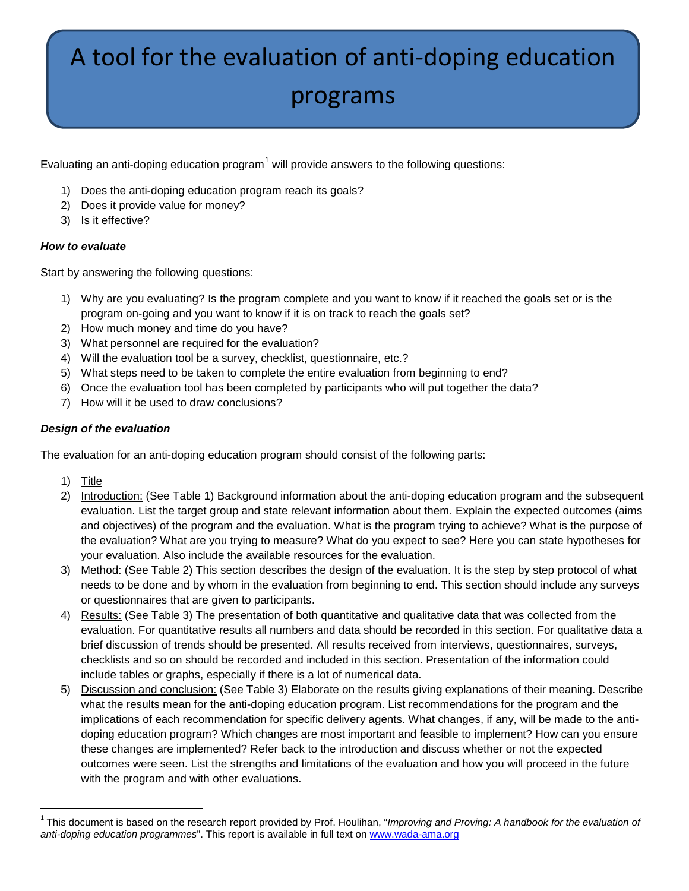# A tool for the evaluation of anti-doping education programs

Evaluating an anti-doping education program[1] will provide answers to the following questions:

1) Does the anti-doping education program reach its goals?
2) Does it provide value for money?
3) Is it effective?

***How to evaluate***

Start by answering the following questions:

1) Why are you evaluating? Is the program complete and you want to know if it reached the goals set or is the program on-going and you want to know if it is on track to reach the goals set?
2) How much money and time do you have?
3) What personnel are required for the evaluation?
4) Will the evaluation tool be a survey, checklist, questionnaire, etc.?
5) What steps need to be taken to complete the entire evaluation from beginning to end?
6) Once the evaluation tool has been completed by participants who will put together the data?
7) How will it be used to draw conclusions?

***Design of the evaluation***

The evaluation for an anti-doping education program should consist of the following parts:

1) <u>Title</u>
2) <u>Introduction:</u> (See Table 1) Background information about the anti-doping education program and the subsequent evaluation. List the target group and state relevant information about them. Explain the expected outcomes (aims and objectives) of the program and the evaluation. What is the program trying to achieve? What is the purpose of the evaluation? What are you trying to measure? What do you expect to see? Here you can state hypotheses for your evaluation. Also include the available resources for the evaluation.
3) <u>Method:</u> (See Table 2) This section describes the design of the evaluation. It is the step by step protocol of what needs to be done and by whom in the evaluation from beginning to end. This section should include any surveys or questionnaires that are given to participants.
4) <u>Results:</u> (See Table 3) The presentation of both quantitative and qualitative data that was collected from the evaluation. For quantitative results all numbers and data should be recorded in this section. For qualitative data a brief discussion of trends should be presented. All results received from interviews, questionnaires, surveys, checklists and so on should be recorded and included in this section. Presentation of the information could include tables or graphs, especially if there is a lot of numerical data.
5) <u>Discussion and conclusion:</u> (See Table 3) Elaborate on the results giving explanations of their meaning. Describe what the results mean for the anti-doping education program. List recommendations for the program and the implications of each recommendation for specific delivery agents. What changes, if any, will be made to the anti-doping education program? Which changes are most important and feasible to implement? How can you ensure these changes are implemented? Refer back to the introduction and discuss whether or not the expected outcomes were seen. List the strengths and limitations of the evaluation and how you will proceed in the future with the program and with other evaluations.

---

[1] This document is based on the research report provided by Prof. Houlihan, "*Improving and Proving: A handbook for the evaluation of anti-doping education programmes*". This report is available in full text on [www.wada-ama.org](http://www.wada-ama.org)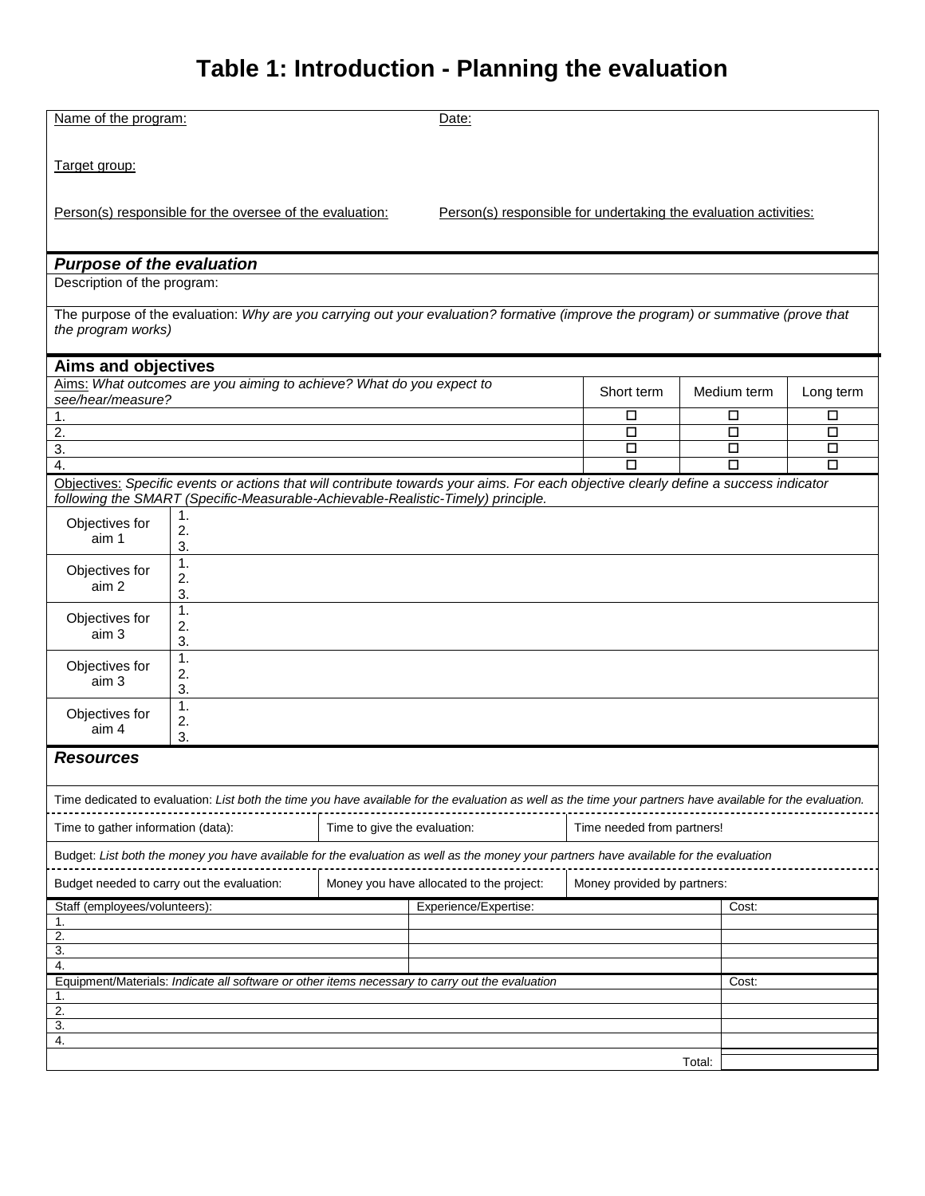# Table 1: Introduction - Planning the evaluation

Name of the program:

Date:

Target group:

Person(s) responsible for the oversee of the evaluation:

Person(s) responsible for undertaking the evaluation activities:

## *Purpose of the evaluation*

Description of the program:

The purpose of the evaluation: *Why are you carrying out your evaluation? formative (improve the program) or summative (prove that the program works)*

## Aims and objectives

| Aims: *What outcomes are you aiming to achieve? What do you expect to see/hear/measure?* | Short term | Medium term | Long term |
|---|---|---|---|
| 1. | ☐ | ☐ | ☐ |
| 2. | ☐ | ☐ | ☐ |
| 3. | ☐ | ☐ | ☐ |
| 4. | ☐ | ☐ | ☐ |

Objectives: *Specific events or actions that will contribute towards your aims. For each objective clearly define a success indicator following the SMART (Specific-Measurable-Achievable-Realistic-Timely) principle.*

| | |
|---|---|
| Objectives for aim 1 | 1.<br>2.<br>3. |
| Objectives for aim 2 | 1.<br>2.<br>3. |
| Objectives for aim 3 | 1.<br>2.<br>3. |
| Objectives for aim 3 | 1.<br>2.<br>3. |
| Objectives for aim 4 | 1.<br>2.<br>3. |

## *Resources*

Time dedicated to evaluation: *List both the time you have available for the evaluation as well as the time your partners have available for the evaluation.*

| Time to gather information (data): | Time to give the evaluation: | Time needed from partners! |
|---|---|---|

Budget: *List both the money you have available for the evaluation as well as the money your partners have available for the evaluation*

| Budget needed to carry out the evaluation: | Money you have allocated to the project: | Money provided by partners: |
|---|---|---|

| Staff (employees/volunteers): | Experience/Expertise: | Cost: |
|---|---|---|
| 1. | | |
| 2. | | |
| 3. | | |
| 4. | | |

| Equipment/Materials: *Indicate all software or other items necessary to carry out the evaluation* | Cost: |
|---|---|
| 1. | |
| 2. | |
| 3. | |
| 4. | |
| Total: | |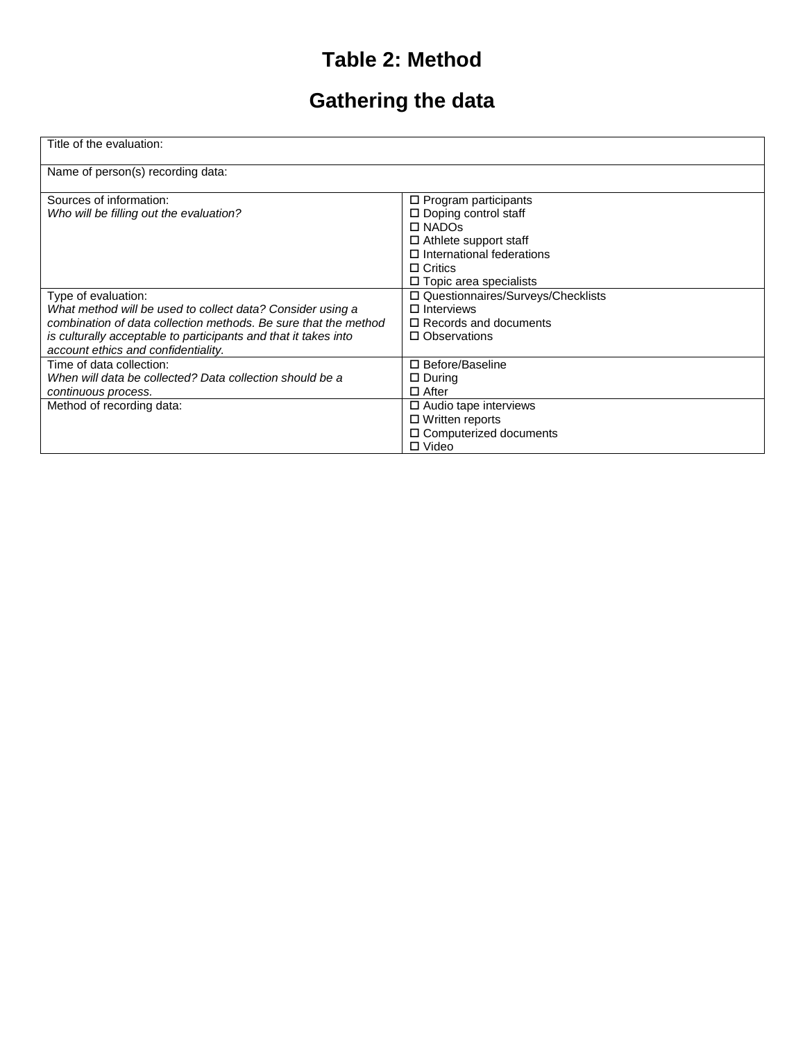# Table 2: Method

## Gathering the data

| Title of the evaluation: | |
|---|---|
| Name of person(s) recording data: | |
| Sources of information:<br>*Who will be filling out the evaluation?* | ☐ Program participants<br>☐ Doping control staff<br>☐ NADOs<br>☐ Athlete support staff<br>☐ International federations<br>☐ Critics<br>☐ Topic area specialists |
| Type of evaluation:<br>*What method will be used to collect data? Consider using a combination of data collection methods. Be sure that the method is culturally acceptable to participants and that it takes into account ethics and confidentiality.* | ☐ Questionnaires/Surveys/Checklists<br>☐ Interviews<br>☐ Records and documents<br>☐ Observations |
| Time of data collection:<br>*When will data be collected? Data collection should be a continuous process.* | ☐ Before/Baseline<br>☐ During<br>☐ After |
| Method of recording data: | ☐ Audio tape interviews<br>☐ Written reports<br>☐ Computerized documents<br>☐ Video |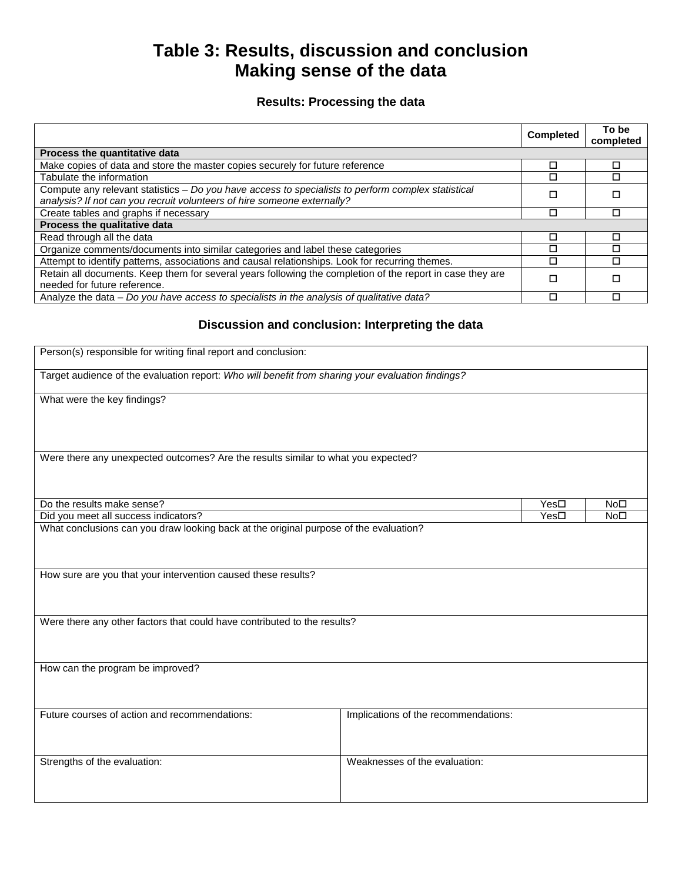# Table 3: Results, discussion and conclusion
# Making sense of the data

### Results: Processing the data

| | Completed | To be completed |
|---|---|---|
| **Process the quantitative data** | | |
| Make copies of data and store the master copies securely for future reference | ☐ | ☐ |
| Tabulate the information | ☐ | ☐ |
| Compute any relevant statistics – *Do you have access to specialists to perform complex statistical analysis? If not can you recruit volunteers of hire someone externally?* | ☐ | ☐ |
| Create tables and graphs if necessary | ☐ | ☐ |
| **Process the qualitative data** | | |
| Read through all the data | ☐ | ☐ |
| Organize comments/documents into similar categories and label these categories | ☐ | ☐ |
| Attempt to identify patterns, associations and causal relationships. Look for recurring themes. | ☐ | ☐ |
| Retain all documents. Keep them for several years following the completion of the report in case they are needed for future reference. | ☐ | ☐ |
| Analyze the data – *Do you have access to specialists in the analysis of qualitative data?* | ☐ | ☐ |

### Discussion and conclusion: Interpreting the data

| | | |
|---|---|---|
| Person(s) responsible for writing final report and conclusion: | | |
| Target audience of the evaluation report: *Who will benefit from sharing your evaluation findings?* | | |
| What were the key findings? | | |
| Were there any unexpected outcomes? Are the results similar to what you expected? | | |
| Do the results make sense? | Yes☐ | No☐ |
| Did you meet all success indicators? | Yes☐ | No☐ |
| What conclusions can you draw looking back at the original purpose of the evaluation? | | |
| How sure are you that your intervention caused these results? | | |
| Were there any other factors that could have contributed to the results? | | |
| How can the program be improved? | | |

| | |
|---|---|
| Future courses of action and recommendations: | Implications of the recommendations: |
| Strengths of the evaluation: | Weaknesses of the evaluation: |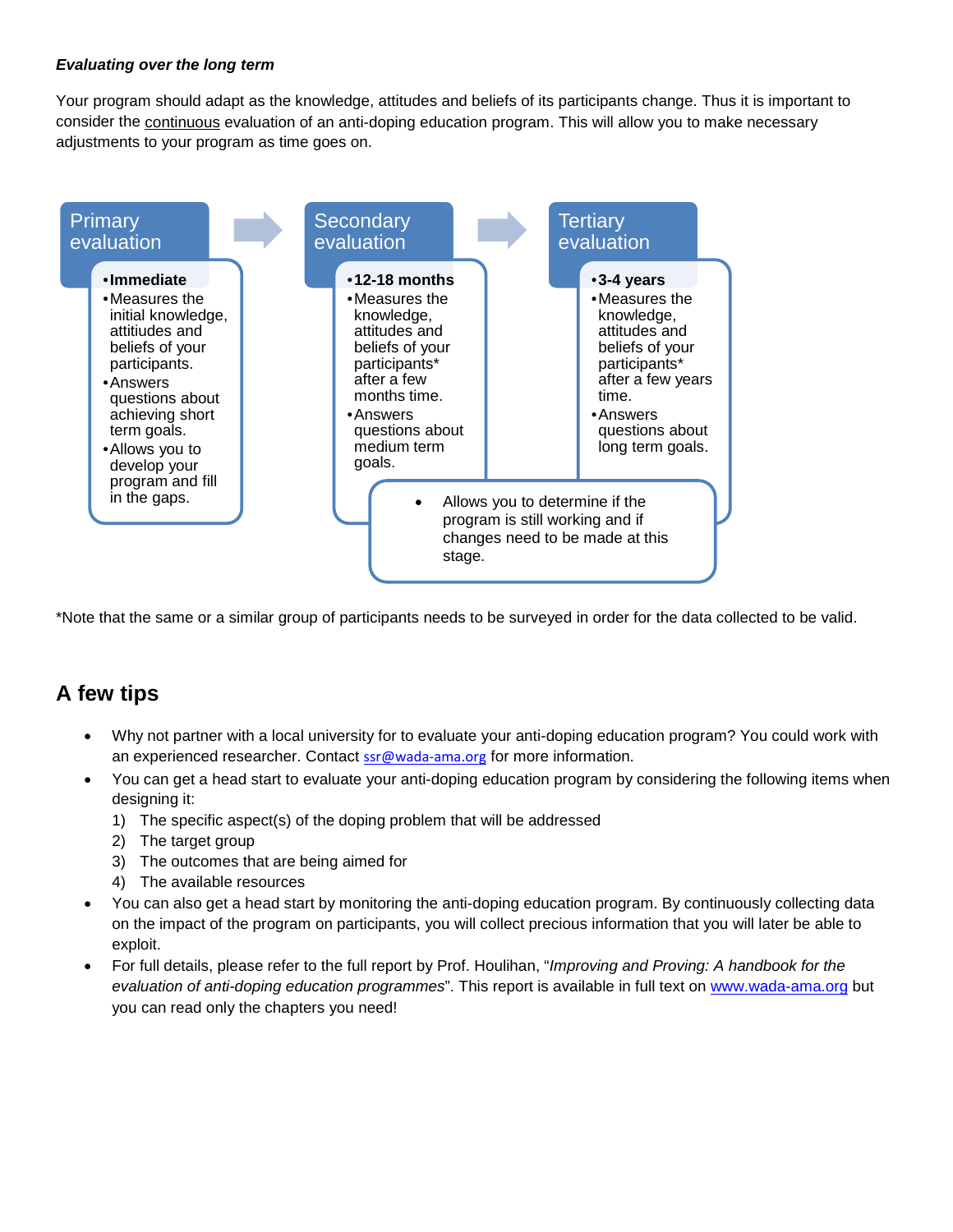***Evaluating over the long term***

Your program should adapt as the knowledge, attitudes and beliefs of its participants change. Thus it is important to consider the continuous evaluation of an anti-doping education program. This will allow you to make necessary adjustments to your program as time goes on.

Primary evaluation

- **Immediate**
- Measures the initial knowledge, attitudes and beliefs of your participants.
- Answers questions about achieving short term goals.
- Allows you to develop your program and fill in the gaps.

Secondary evaluation

- **12-18 months**
- Measures the knowledge, attitudes and beliefs of your participants* after a few months time.
- Answers questions about medium term goals.

Tertiary evaluation

- **3-4 years**
- Measures the knowledge, attitudes and beliefs of your participants* after a few years time.
- Answers questions about long term goals.

- Allows you to determine if the program is still working and if changes need to be made at this stage.

*Note that the same or a similar group of participants needs to be surveyed in order for the data collected to be valid.

## A few tips

- Why not partner with a local university for to evaluate your anti-doping education program? You could work with an experienced researcher. Contact ssr@wada-ama.org for more information.
- You can get a head start to evaluate your anti-doping education program by considering the following items when designing it:
  1) The specific aspect(s) of the doping problem that will be addressed
  2) The target group
  3) The outcomes that are being aimed for
  4) The available resources
- You can also get a head start by monitoring the anti-doping education program. By continuously collecting data on the impact of the program on participants, you will collect precious information that you will later be able to exploit.
- For full details, please refer to the full report by Prof. Houlihan, "*Improving and Proving: A handbook for the evaluation of anti-doping education programmes*". This report is available in full text on www.wada-ama.org but you can read only the chapters you need!